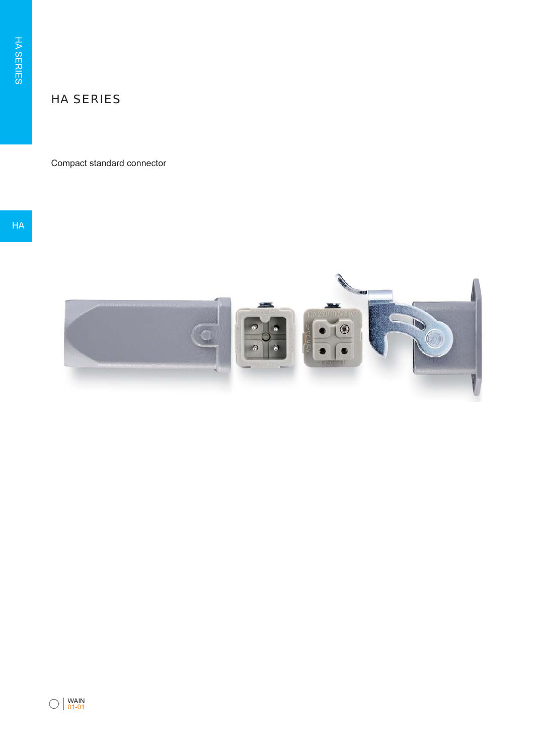# HA SERIES

Compact standard connector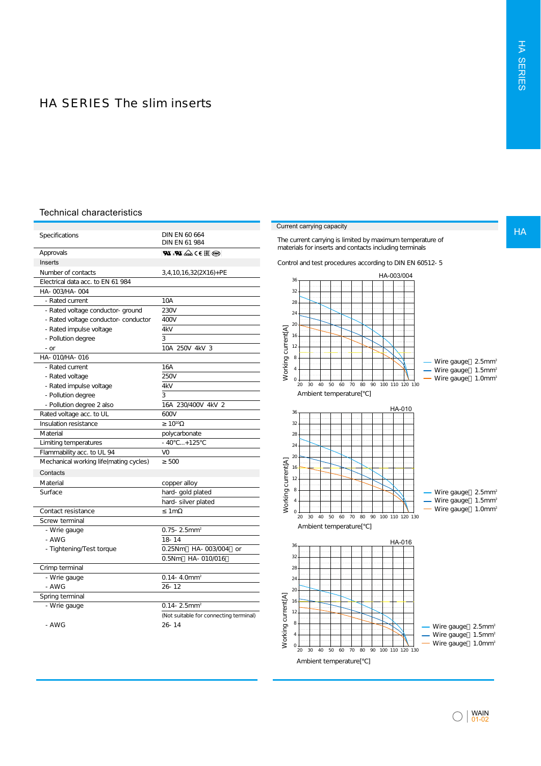# HA SERIES The slim inserts

## Technical characteristics

| | |
|---|---|
| Specifications | DIN EN 60 664<br>DIN EN 61 984 |
| Approvals | |
| **Inserts** | |
| Number of contacts | 3,4,10,16,32(2X16)+PE |
| Electrical data acc. to EN 61 984 | |
| HA- 003/HA- 004 | |
| - Rated current | 10A |
| - Rated voltage conductor- ground | 230V |
| - Rated voltage conductor- conductor | 400V |
| - Rated impulse voltage | 4kV |
| - Pollution degree | 3 |
| - or | 10A 250V 4kV 3 |
| HA- 010/HA- 016 | |
| - Rated current | 16A |
| - Rated voltage | 250V |
| - Rated impulse voltage | 4kV |
| - Pollution degree | 3 |
| - Pollution degree 2 also | 16A 230/400V 4kV 2 |
| Rated voltage acc. to UL | 600V |
| Insulation resistance | ≥ $10^{10}\Omega$ |
| Material | polycarbonate |
| Limiting temperatures | - 40°C...+125°C |
| Flammability acc. to UL 94 | V0 |
| Mechanical working life(mating cycles) | ≥ 500 |
| **Contacts** | |
| Material | copper alloy |
| Surface | hard- gold plated<br>hard- silver plated |
| Contact resistance | ≤ 1mΩ |
| Screw terminal | |
| - Wrie gauge | 0.75- 2.5mm² |
| - AWG | 18- 14 |
| - Tightening/Test torque | 0.25Nm（HA- 003/004）or<br>0.5Nm（HA- 010/016） |
| Crimp terminal | |
| - Wrie gauge | 0.14- 4.0mm² |
| - AWG | 26- 12 |
| Spring terminal | |
| - Wrie gauge | 0.14- 2.5mm²<br>(Not suitable for connecting terminal) |
| - AWG | 26- 14 |

## Current carrying capacity

The current carrying is limited by maximum temperature of materials for inserts and contacts including terminals

Control and test procedures according to DIN EN 60512- 5

HA-003/004

Working current[A] vs. Ambient temperature[℃]

- Wire gauge：2.5mm²
- Wire gauge：1.5mm²
- Wire gauge：1.0mm²

HA-010

Working current[A] vs. Ambient temperature[℃]

- Wire gauge：2.5mm²
- Wire gauge：1.5mm²
- Wire gauge：1.0mm²

HA-016

Working current[A] vs. Ambient temperature[℃]

- Wire gauge：2.5mm²
- Wire gauge：1.5mm²
- Wire gauge：1.0mm²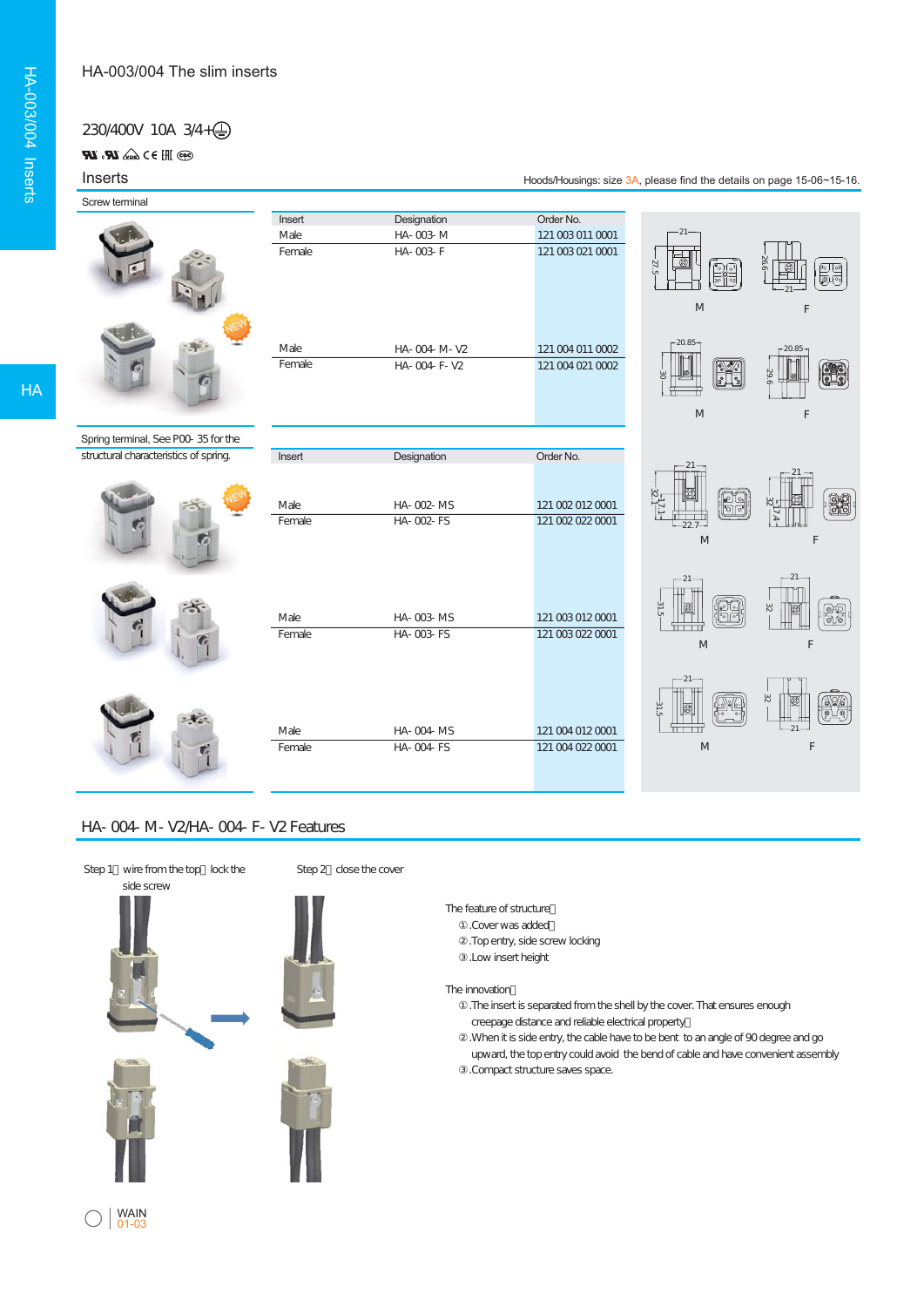# HA-003/004 The slim inserts

230/400V 10A 3/4+⏚

## Inserts

Hoods/Housings: size 3A, please find the details on page 15-06~15-16.

Screw terminal

| Insert | Designation | Order No. |
|---|---|---|
| Male | HA- 003- M | 121 003 011 0001 |
| Female | HA- 003- F | 121 003 021 0001 |
| Male | HA- 004- M- V2 | 121 004 011 0002 |
| Female | HA- 004- F- V2 | 121 004 021 0002 |

Spring terminal, See P00- 35 for the structural characteristics of spring.

| Insert | Designation | Order No. |
|---|---|---|
| Male | HA- 002- MS | 121 002 012 0001 |
| Female | HA- 002- FS | 121 002 022 0001 |
| Male | HA- 003- MS | 121 003 012 0001 |
| Female | HA- 003- FS | 121 003 022 0001 |
| Male | HA- 004- MS | 121 004 012 0001 |
| Female | HA- 004- FS | 121 004 022 0001 |

## HA- 004- M- V2/HA- 004- F- V2 Features

Step 1：wire from the top，lock the side screw

Step 2：close the cover

The feature of structure：
① .Cover was added；
② .Top entry, side screw locking
③ .Low insert height

The innovation：
① .The insert is separated from the shell by the cover. That ensures enough creepage distance and reliable electrical property；
② .When it is side entry, the cable have to be bent to an angle of 90 degree and go upward, the top entry could avoid the bend of cable and have convenient assembly
③ .Compact structure saves space.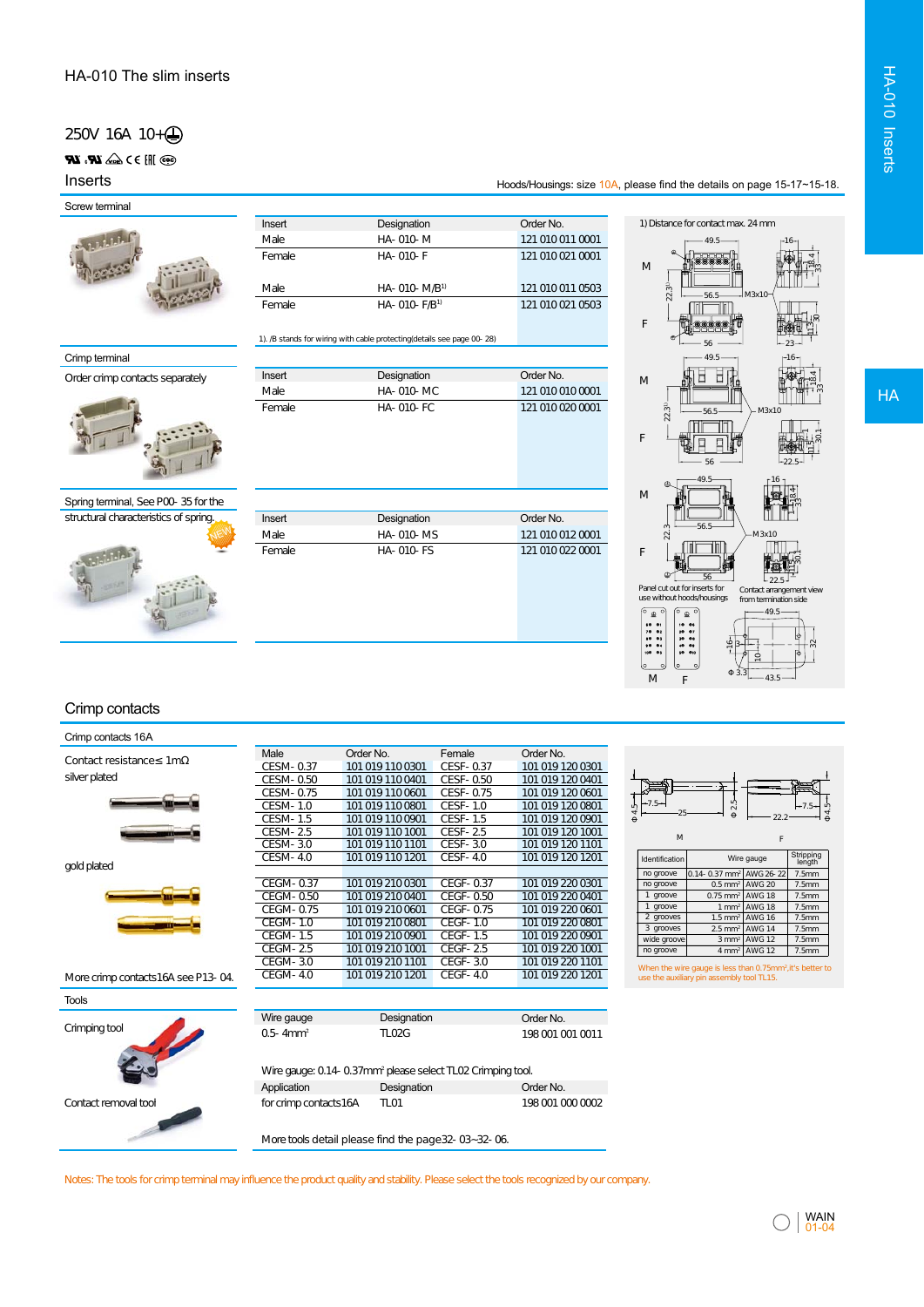# HA-010 The slim inserts

250V 16A 10+⏚

## Inserts

Hoods/Housings: size 10A, please find the details on page 15-17~15-18.

### Screw terminal

| Insert | Designation | Order No. |
|---|---|---|
| Male | HA- 010- M | 121 010 011 0001 |
| Female | HA- 010- F | 121 010 021 0001 |
| Male | HA- 010- M/B[1] | 121 010 011 0503 |
| Female | HA- 010- F/B[1] | 121 010 021 0503 |

1). /B stands for wiring with cable protecting(details see page 00- 28)

### Crimp terminal

Order crimp contacts separately

| Insert | Designation | Order No. |
|---|---|---|
| Male | HA- 010- MC | 121 010 010 0001 |
| Female | HA- 010- FC | 121 010 020 0001 |

### Spring terminal, See P00- 35 for the structural characteristics of spring.

NEW

| Insert | Designation | Order No. |
|---|---|---|
| Male | HA- 010- MS | 121 010 012 0001 |
| Female | HA- 010- FS | 121 010 022 0001 |

1) Distance for contact max. 24 mm

Panel cut out for inserts for use without hoods/housings

Contact arrangement view from termination side

## Crimp contacts

### Crimp contacts 16A

Contact resistance≤ 1mΩ

silver plated

| Male | Order No. | Female | Order No. |
|---|---|---|---|
| CESM- 0.37 | 101 019 110 0301 | CESF- 0.37 | 101 019 120 0301 |
| CESM- 0.50 | 101 019 110 0401 | CESF- 0.50 | 101 019 120 0401 |
| CESM- 0.75 | 101 019 110 0601 | CESF- 0.75 | 101 019 120 0601 |
| CESM- 1.0 | 101 019 110 0801 | CESF- 1.0 | 101 019 120 0801 |
| CESM- 1.5 | 101 019 110 0901 | CESF- 1.5 | 101 019 120 0901 |
| CESM- 2.5 | 101 019 110 1001 | CESF- 2.5 | 101 019 120 1001 |
| CESM- 3.0 | 101 019 110 1101 | CESF- 3.0 | 101 019 120 1101 |
| CESM- 4.0 | 101 019 110 1201 | CESF- 4.0 | 101 019 120 1201 |

gold plated

| Male | Order No. | Female | Order No. |
|---|---|---|---|
| CEGM- 0.37 | 101 019 210 0301 | CEGF- 0.37 | 101 019 220 0301 |
| CEGM- 0.50 | 101 019 210 0401 | CEGF- 0.50 | 101 019 220 0401 |
| CEGM- 0.75 | 101 019 210 0601 | CEGF- 0.75 | 101 019 220 0601 |
| CEGM- 1.0 | 101 019 210 0801 | CEGF- 1.0 | 101 019 220 0801 |
| CEGM- 1.5 | 101 019 210 0901 | CEGF- 1.5 | 101 019 220 0901 |
| CEGM- 2.5 | 101 019 210 1001 | CEGF- 2.5 | 101 019 220 1001 |
| CEGM- 3.0 | 101 019 210 1101 | CEGF- 3.0 | 101 019 220 1101 |
| CEGM- 4.0 | 101 019 210 1201 | CEGF- 4.0 | 101 019 220 1201 |

More crimp contacts16A see P13- 04.

| Identification | Wire gauge | | Stripping length |
|---|---|---|---|
| no groove | 0.14- 0.37 mm² | AWG 26- 22 | 7.5mm |
| no groove | 0.5 mm² | AWG 20 | 7.5mm |
| 1 groove | 0.75 mm² | AWG 18 | 7.5mm |
| 1 groove | 1 mm² | AWG 16 | 7.5mm |
| 2 grooves | 1.5 mm² | AWG 16 | 7.5mm |
| 3 grooves | 2.5 mm² | AWG 14 | 7.5mm |
| wide groove | 3 mm² | AWG 12 | 7.5mm |
| no groove | 4 mm² | AWG 12 | 7.5mm |

When the wire gauge is less than 0.75mm², it's better to use the auxiliary pin assembly tool TL15.

### Tools

Crimping tool

| Wire gauge | Designation | Order No. |
|---|---|---|
| 0.5- 4mm² | TL02G | 198 001 001 0011 |

Wire gauge: 0.14- 0.37mm² please select TL02 Crimping tool.

Contact removal tool

| Application | Designation | Order No. |
|---|---|---|
| for crimp contacts16A | TL01 | 198 001 000 0002 |

More tools detail please find the page32- 03~32- 06.

Notes: The tools for crimp terminal may influence the product quality and stability. Please select the tools recognized by our company.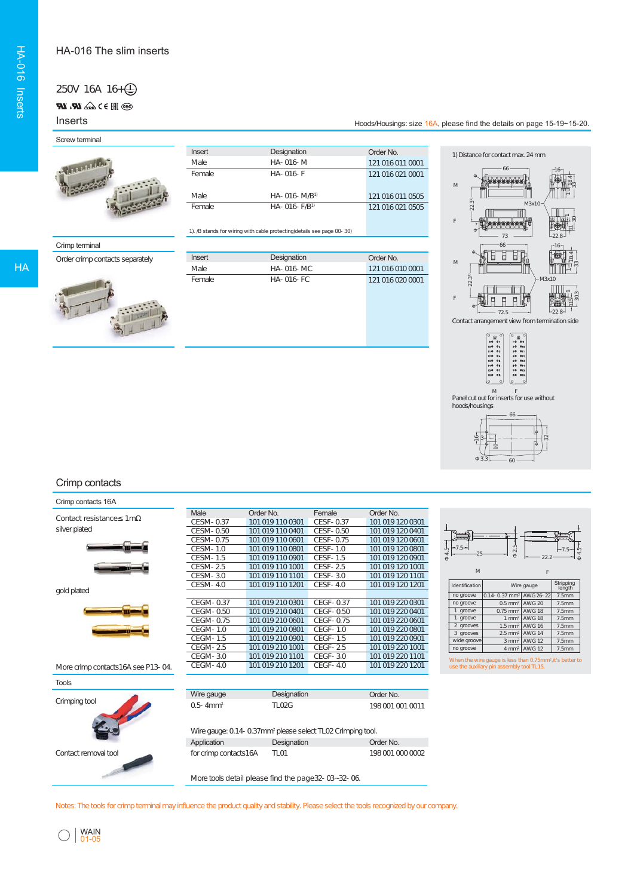# HA-016 The slim inserts

250V 16A 16+⏚

## Inserts

Hoods/Housings: size 16A, please find the details on page 15-19~15-20.

### Screw terminal

| Insert | Designation | Order No. |
|---|---|---|
| Male | HA- 016- M | 121 016 011 0001 |
| Female | HA- 016- F | 121 016 021 0001 |
| Male | HA- 016- M/B[1] | 121 016 011 0505 |
| Female | HA- 016- F/B[1] | 121 016 021 0505 |

1). /B stands for wiring with cable protecting(details see page 00- 30)

### Crimp terminal

Order crimp contacts separately

| Insert | Designation | Order No. |
|---|---|---|
| Male | HA- 016- MC | 121 016 010 0001 |
| Female | HA- 016- FC | 121 016 020 0001 |

1) Distance for contact max. 24 mm

Contact arrangement view from termination side

Panel cut out for inserts for use without hoods/housings

## Crimp contacts

### Crimp contacts 16A

Contact resistance≤ 1mΩ

silver plated

gold plated

| Male | Order No. | Female | Order No. |
|---|---|---|---|
| CESM- 0.37 | 101 019 110 0301 | CESF- 0.37 | 101 019 120 0301 |
| CESM- 0.50 | 101 019 110 0401 | CESF- 0.50 | 101 019 120 0401 |
| CESM- 0.75 | 101 019 110 0601 | CESF- 0.75 | 101 019 120 0601 |
| CESM- 1.0 | 101 019 110 0801 | CESF- 1.0 | 101 019 120 0801 |
| CESM- 1.5 | 101 019 110 0901 | CESF- 1.5 | 101 019 120 0901 |
| CESM- 2.5 | 101 019 110 1001 | CESF- 2.5 | 101 019 120 1001 |
| CESM- 3.0 | 101 019 110 1101 | CESF- 3.0 | 101 019 120 1101 |
| CESM- 4.0 | 101 019 110 1201 | CESF- 4.0 | 101 019 120 1201 |
| CEGM- 0.37 | 101 019 210 0301 | CEGF- 0.37 | 101 019 220 0301 |
| CEGM- 0.50 | 101 019 210 0401 | CEGF- 0.50 | 101 019 220 0401 |
| CEGM- 0.75 | 101 019 210 0601 | CEGF- 0.75 | 101 019 220 0601 |
| CEGM- 1.0 | 101 019 210 0801 | CEGF- 1.0 | 101 019 220 0801 |
| CEGM- 1.5 | 101 019 210 0901 | CEGF- 1.5 | 101 019 220 0901 |
| CEGM- 2.5 | 101 019 210 1001 | CEGF- 2.5 | 101 019 220 1001 |
| CEGM- 3.0 | 101 019 210 1101 | CEGF- 3.0 | 101 019 220 1101 |
| CEGM- 4.0 | 101 019 210 1201 | CEGF- 4.0 | 101 019 220 1201 |

More crimp contacts16A see P13- 04.

| Identification | Wire gauge | | Stripping length |
|---|---|---|---|
| no groove | 0.14- 0.37 mm² | AWG 26- 22 | 7.5mm |
| no groove | 0.5 mm² | AWG 20 | 7.5mm |
| 1 groove | 0.75 mm² | AWG 18 | 7.5mm |
| 1 groove | 1 mm² | AWG 18 | 7.5mm |
| 2 grooves | 1.5 mm² | AWG 16 | 7.5mm |
| 3 grooves | 2.5 mm² | AWG 14 | 7.5mm |
| wide groove | 3 mm² | AWG 12 | 7.5mm |
| no groove | 4 mm² | AWG 12 | 7.5mm |

When the wire gauge is less than 0.75mm², it's better to use the auxiliary pin assembly tool TL15.

### Tools

Crimping tool

| Wire gauge | Designation | Order No. |
|---|---|---|
| 0.5- 4mm² | TL02G | 198 001 001 0011 |

Wire gauge: 0.14- 0.37mm² please select TL02 Crimping tool.

Contact removal tool

| Application | Designation | Order No. |
|---|---|---|
| for crimp contacts16A | TL01 | 198 001 000 0002 |

More tools detail please find the page32- 03~32- 06.

Notes: The tools for crimp terminal may influence the product quality and stability. Please select the tools recognized by our company.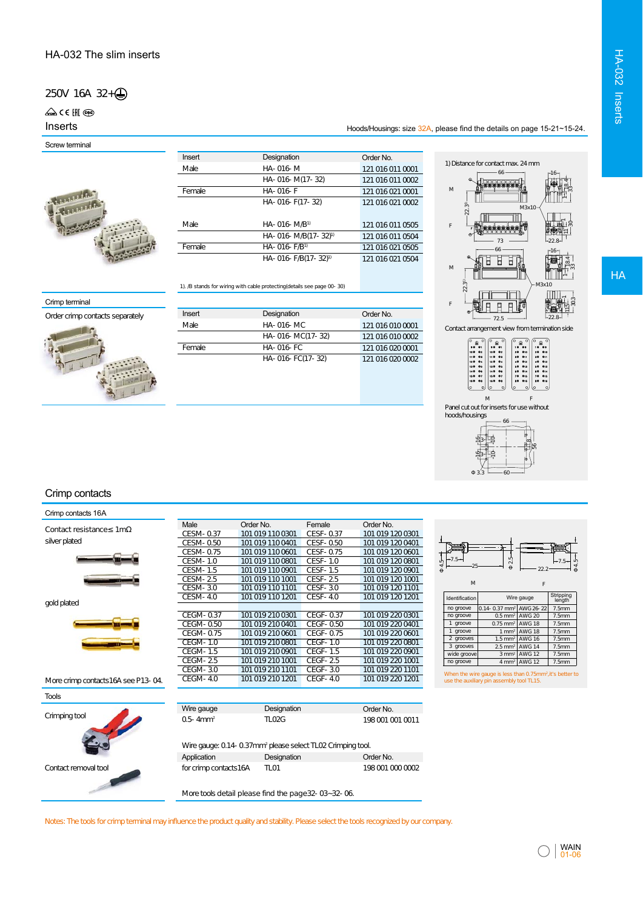# HA-032 The slim inserts

## 250V 16A 32+⏚

## Inserts

Hoods/Housings: size 32A, please find the details on page 15-21~15-24.

### Screw terminal

| Insert | Designation | Order No. |
|---|---|---|
| Male | HA- 016- M | 121 016 011 0001 |
| | HA- 016- M(17- 32) | 121 016 011 0002 |
| Female | HA- 016- F | 121 016 021 0001 |
| | HA- 016- F(17- 32) | 121 016 021 0002 |
| Male | HA- 016- M/B[1] | 121 016 011 0505 |
| | HA- 016- M/B(17- 32)[1] | 121 016 011 0504 |
| Female | HA- 016- F/B[1] | 121 016 021 0505 |
| | HA- 016- F/B(17- 32)[1] | 121 016 021 0504 |

1). /B stands for wiring with cable protecting(details see page 00- 30)

### Crimp terminal

Order crimp contacts separately

| Insert | Designation | Order No. |
|---|---|---|
| Male | HA- 016- MC | 121 016 010 0001 |
| | HA- 016- MC(17- 32) | 121 016 010 0002 |
| Female | HA- 016- FC | 121 016 020 0001 |
| | HA- 016- FC(17- 32) | 121 016 020 0002 |

1) Distance for contact max. 24 mm

M
F
66
16
73
22.8
M3x10
72.5
33
18.4
30
22.3[1]

Contact arrangement view from termination side

M
F

Panel cut out for inserts for use without hoods/housings

66
60
Φ 3.3
56

## Crimp contacts

### Crimp contacts 16A

Contact resistance≤ 1mΩ

silver plated

gold plated

More crimp contacts16A see P13- 04.

| Male | Order No. | Female | Order No. |
|---|---|---|---|
| CESM- 0.37 | 101 019 110 0301 | CESF- 0.37 | 101 019 120 0301 |
| CESM- 0.50 | 101 019 110 0401 | CESF- 0.50 | 101 019 120 0401 |
| CESM- 0.75 | 101 019 110 0601 | CESF- 0.75 | 101 019 120 0601 |
| CESM- 1.0 | 101 019 110 0801 | CESF- 1.0 | 101 019 120 0801 |
| CESM- 1.5 | 101 019 110 0901 | CESF- 1.5 | 101 019 120 0901 |
| CESM- 2.5 | 101 019 110 1001 | CESF- 2.5 | 101 019 120 1001 |
| CESM- 3.0 | 101 019 110 1101 | CESF- 3.0 | 101 019 120 1101 |
| CESM- 4.0 | 101 019 110 1201 | CESF- 4.0 | 101 019 120 1201 |
| CEGM- 0.37 | 101 019 210 0301 | CEGF- 0.37 | 101 019 220 0301 |
| CEGM- 0.50 | 101 019 210 0401 | CEGF- 0.50 | 101 019 220 0401 |
| CEGM- 0.75 | 101 019 210 0601 | CEGF- 0.75 | 101 019 220 0601 |
| CEGM- 1.0 | 101 019 210 0801 | CEGF- 1.0 | 101 019 220 0801 |
| CEGM- 1.5 | 101 019 210 0901 | CEGF- 1.5 | 101 019 220 0901 |
| CEGM- 2.5 | 101 019 210 1001 | CEGF- 2.5 | 101 019 220 1001 |
| CEGM- 3.0 | 101 019 210 1101 | CEGF- 3.0 | 101 019 220 1101 |
| CEGM- 4.0 | 101 019 210 1201 | CEGF- 4.0 | 101 019 220 1201 |

Φ 4.5
7.5
25
Φ 2.5
22.2
M
F

| Identification | Wire gauge | | Stripping length |
|---|---|---|---|
| no groove | 0.14- 0.37 mm² | AWG 26- 22 | 7.5mm |
| no groove | 0.5 mm² | AWG 20 | 7.5mm |
| 1 groove | 0.75 mm² | AWG 18 | 7.5mm |
| 1 groove | 1 mm² | AWG 18 | 7.5mm |
| 2 grooves | 1.5 mm² | AWG 16 | 7.5mm |
| 3 grooves | 2.5 mm² | AWG 14 | 7.5mm |
| wide groove | 3 mm² | AWG 12 | 7.5mm |
| no groove | 4 mm² | AWG 12 | 7.5mm |

When the wire gauge is less than 0.75mm², it's better to use the auxiliary pin assembly tool TL15.

### Tools

Crimping tool

| Wire gauge | Designation | Order No. |
|---|---|---|
| 0.5- 4mm² | TL02G | 198 001 001 0011 |

Wire gauge: 0.14- 0.37mm² please select TL02 Crimping tool.

Contact removal tool

| Application | Designation | Order No. |
|---|---|---|
| for crimp contacts16A | TL01 | 198 001 000 0002 |

More tools detail please find the page32- 03~32- 06.

Notes: The tools for crimp terminal may influence the product quality and stability. Please select the tools recognized by our company.